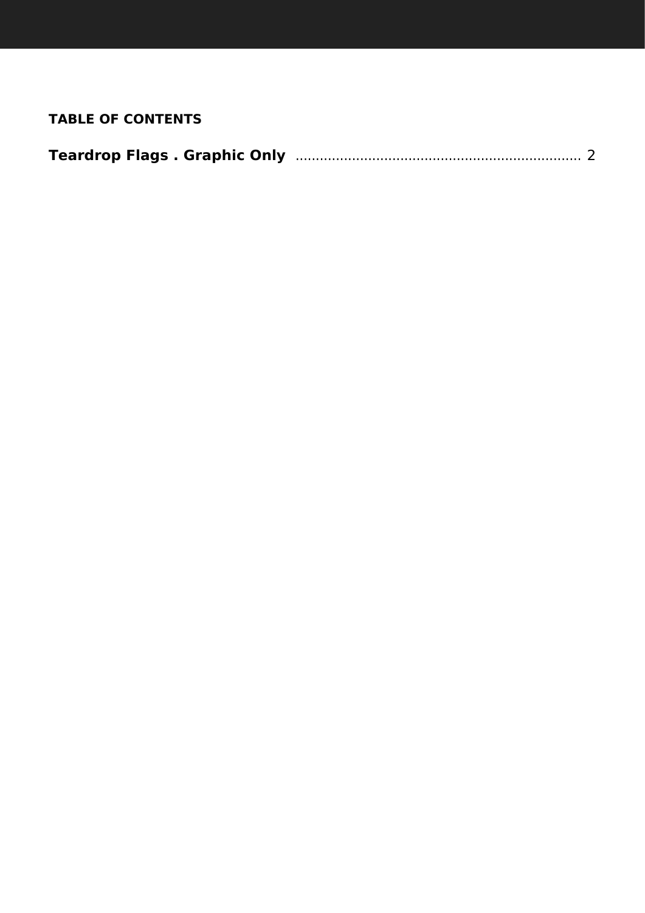**TABLE OF CONTENTS**

**Teardrop Flags . Graphic Only** ...................................................................... 2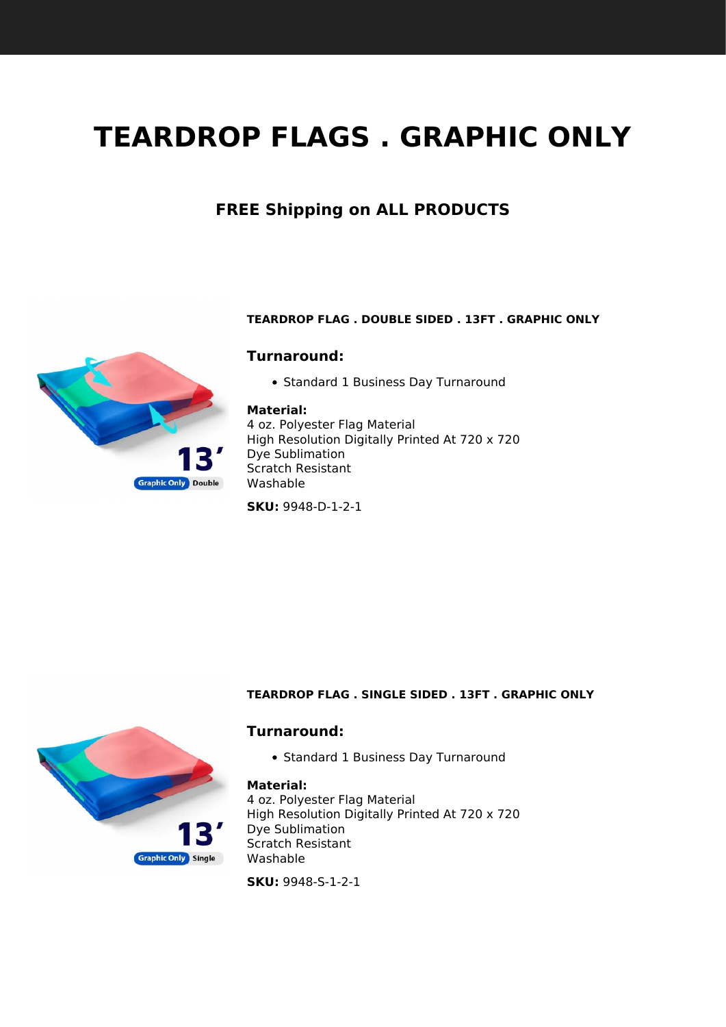# TEARDROP FLAGS . GRAPHIC ONLY

## FREE Shipping on ALL PRODUCTS

#### TEARDROP FLAG . DOUBLE SIDED . 13FT . GRAPHIC ONLY

### Turnaround:

- Standard 1 Business Day Turnaround

**Material:**
4 oz. Polyester Flag Material
High Resolution Digitally Printed At 720 x 720
Dye Sublimation
Scratch Resistant
Washable

**SKU:** 9948-D-1-2-1

#### TEARDROP FLAG . SINGLE SIDED . 13FT . GRAPHIC ONLY

### Turnaround:

- Standard 1 Business Day Turnaround

**Material:**
4 oz. Polyester Flag Material
High Resolution Digitally Printed At 720 x 720
Dye Sublimation
Scratch Resistant
Washable

**SKU:** 9948-S-1-2-1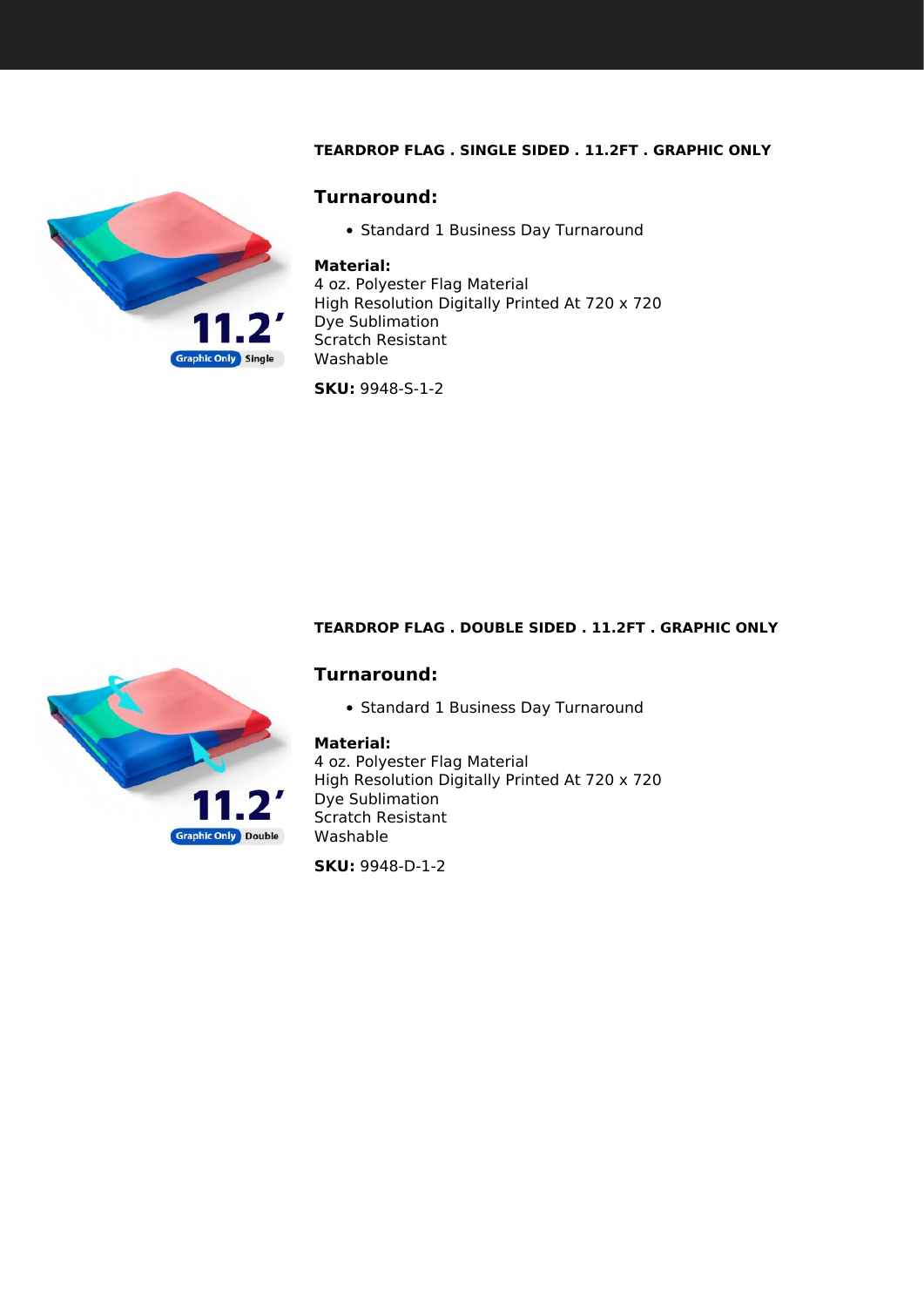### TEARDROP FLAG . SINGLE SIDED . 11.2FT . GRAPHIC ONLY

**Turnaround:**

- Standard 1 Business Day Turnaround

**Material:**
4 oz. Polyester Flag Material
High Resolution Digitally Printed At 720 x 720
Dye Sublimation
Scratch Resistant
Washable

**SKU:** 9948-S-1-2

### TEARDROP FLAG . DOUBLE SIDED . 11.2FT . GRAPHIC ONLY

**Turnaround:**

- Standard 1 Business Day Turnaround

**Material:**
4 oz. Polyester Flag Material
High Resolution Digitally Printed At 720 x 720
Dye Sublimation
Scratch Resistant
Washable

**SKU:** 9948-D-1-2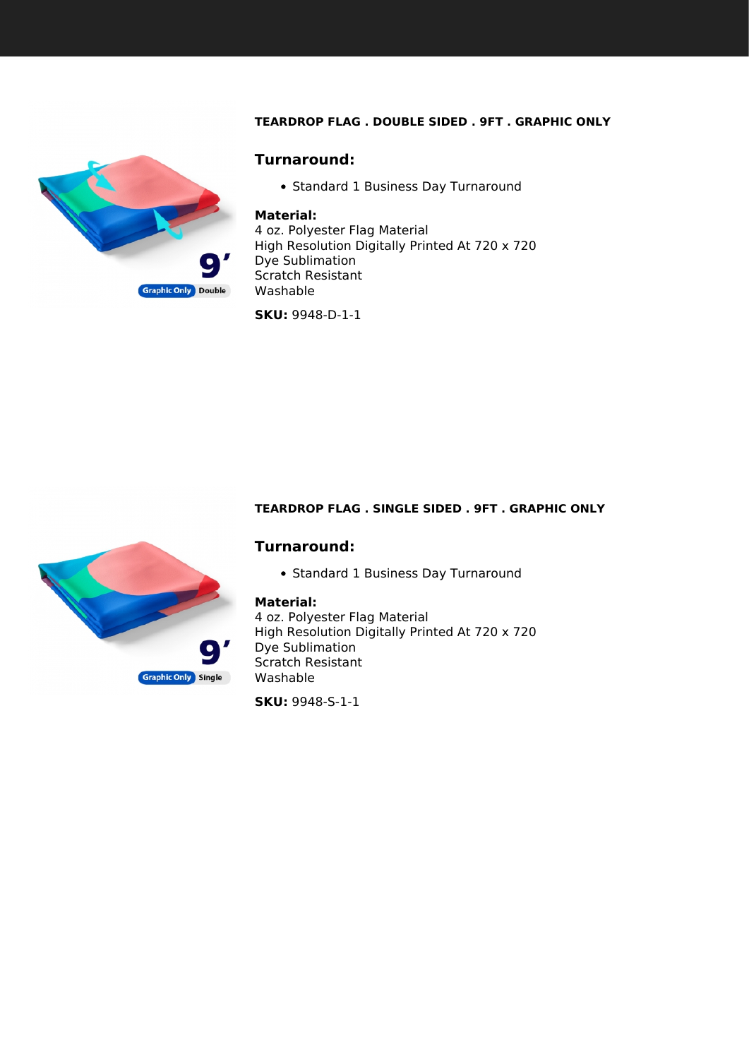**TEARDROP FLAG . DOUBLE SIDED . 9FT . GRAPHIC ONLY**

## Turnaround:

- Standard 1 Business Day Turnaround

**Material:**
4 oz. Polyester Flag Material
High Resolution Digitally Printed At 720 x 720
Dye Sublimation
Scratch Resistant
Washable

**SKU:** 9948-D-1-1

**TEARDROP FLAG . SINGLE SIDED . 9FT . GRAPHIC ONLY**

## Turnaround:

- Standard 1 Business Day Turnaround

**Material:**
4 oz. Polyester Flag Material
High Resolution Digitally Printed At 720 x 720
Dye Sublimation
Scratch Resistant
Washable

**SKU:** 9948-S-1-1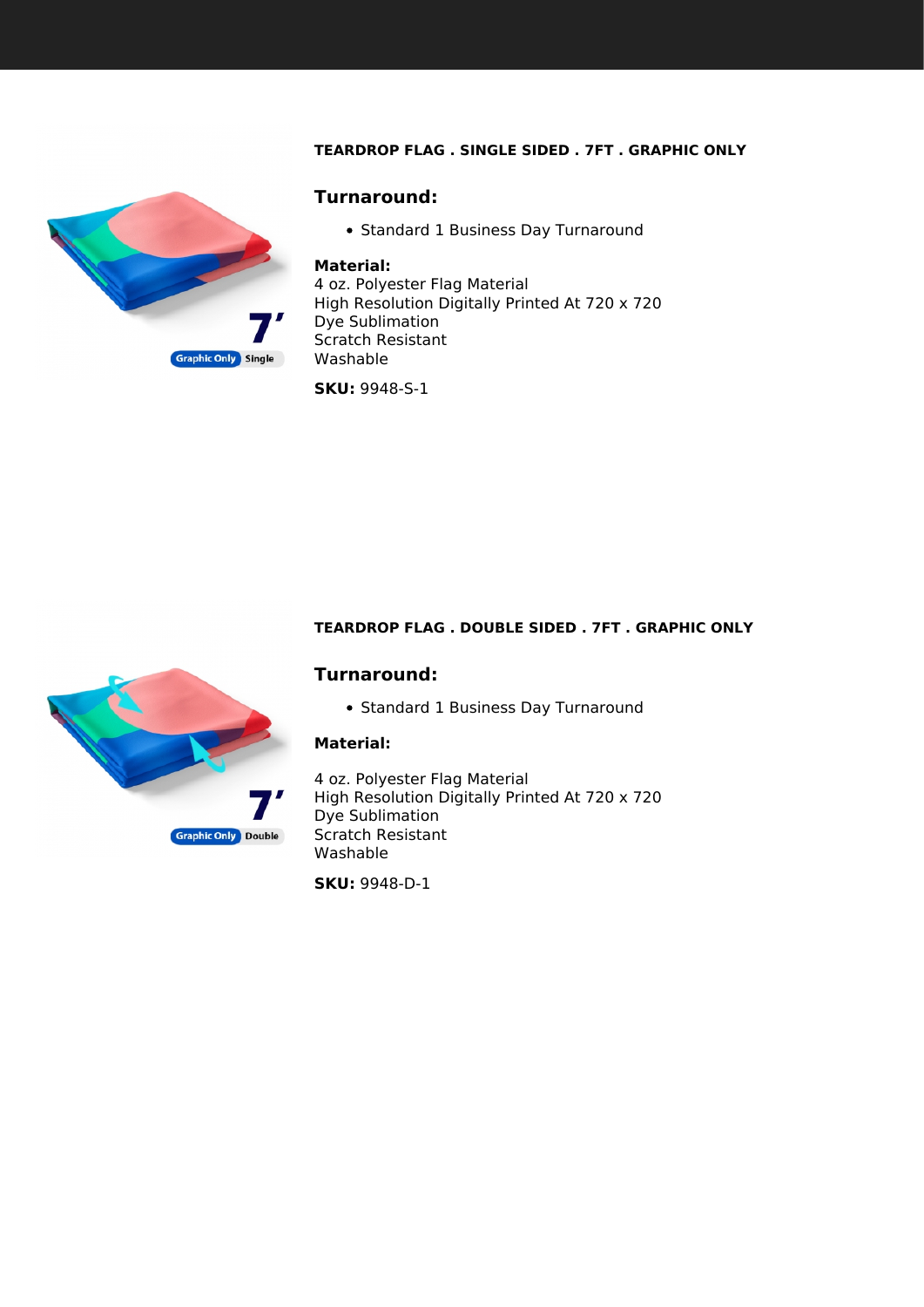**TEARDROP FLAG . SINGLE SIDED . 7FT . GRAPHIC ONLY**

## Turnaround:

- Standard 1 Business Day Turnaround

**Material:**
4 oz. Polyester Flag Material
High Resolution Digitally Printed At 720 x 720
Dye Sublimation
Scratch Resistant
Washable

**SKU:** 9948-S-1

**TEARDROP FLAG . DOUBLE SIDED . 7FT . GRAPHIC ONLY**

## Turnaround:

- Standard 1 Business Day Turnaround

**Material:**

4 oz. Polyester Flag Material
High Resolution Digitally Printed At 720 x 720
Dye Sublimation
Scratch Resistant
Washable

**SKU:** 9948-D-1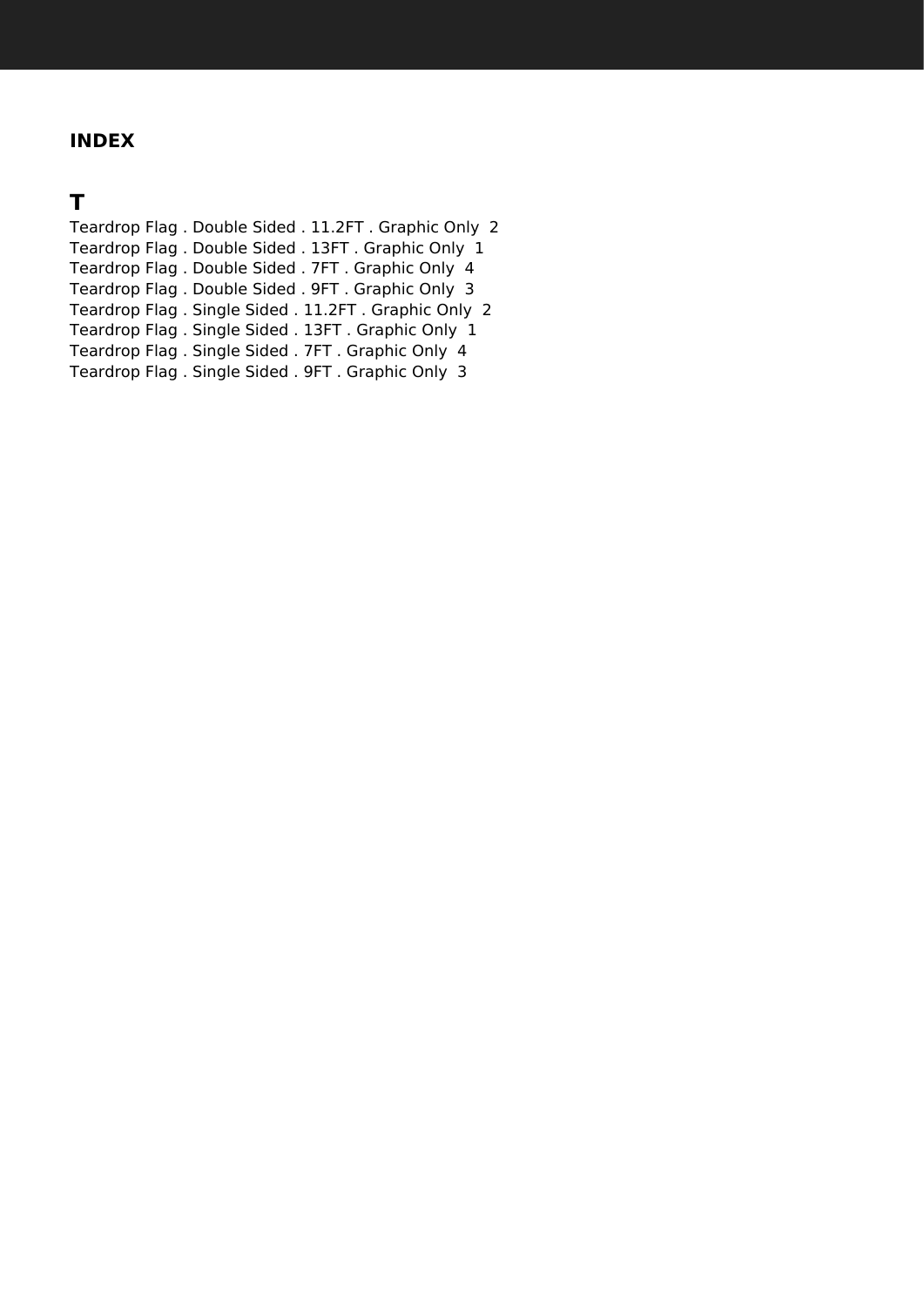# INDEX

## T

Teardrop Flag . Double Sided . 11.2FT . Graphic Only  2
Teardrop Flag . Double Sided . 13FT . Graphic Only  1
Teardrop Flag . Double Sided . 7FT . Graphic Only  4
Teardrop Flag . Double Sided . 9FT . Graphic Only  3
Teardrop Flag . Single Sided . 11.2FT . Graphic Only  2
Teardrop Flag . Single Sided . 13FT . Graphic Only  1
Teardrop Flag . Single Sided . 7FT . Graphic Only  4
Teardrop Flag . Single Sided . 9FT . Graphic Only  3